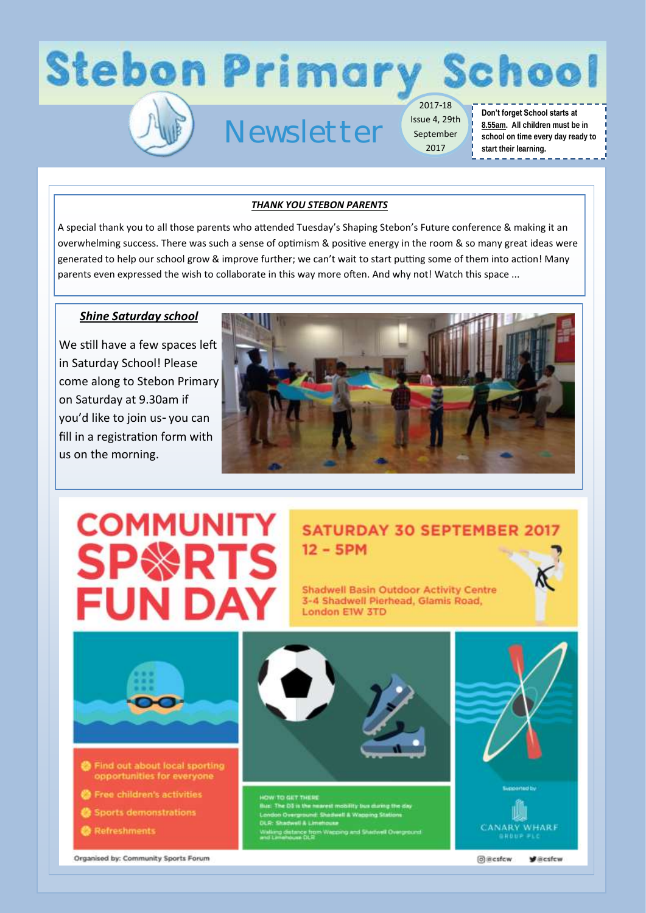# Stebon Primary School

## Newsletter

2017-18 Issue 4, 29th September 2017

**Don't forget School starts at 8.55am. All children must be in school on time every day ready to start their learning.**

### *THANK YOU STEBON PARENTS*

A special thank you to all those parents who attended Tuesday's Shaping Stebon's Future conference & making it an overwhelming success. There was such a sense of optimism & positive energy in the room & so many great ideas were generated to help our school grow & improve further; we can't wait to start putting some of them into action! Many parents even expressed the wish to collaborate in this way more often. And why not! Watch this space ...

### *Shine Saturday school*

We still have a few spaces left in Saturday School! Please come along to Stebon Primary on Saturday at 9.30am if you'd like to join us- you can fill in a registration form with us on the morning.

## COMMUNITY SPORTS FUN DAY

**SATURDAY 30 SEPTEMBER 2017**
**12 – 5PM**

Shadwell Basin Outdoor Activity Centre
3-4 Shadwell Pierhead, Glamis Road,
London E1W 3TD

- Find out about local sporting opportunities for everyone
- Free children's activities
- Sports demonstrations
- Refreshments

**HOW TO GET THERE**
Bus: The D3 is the nearest mobility bus during the day
London Overground: Shadwell & Wapping Stations
DLR: Shadwell & Limehouse
Walking distance from Wapping and Shadwell Overground and Limehouse DLR

Supported by CANARY WHARF GROUP PLC

Organised by: Community Sports Forum

@csfcw @csfcw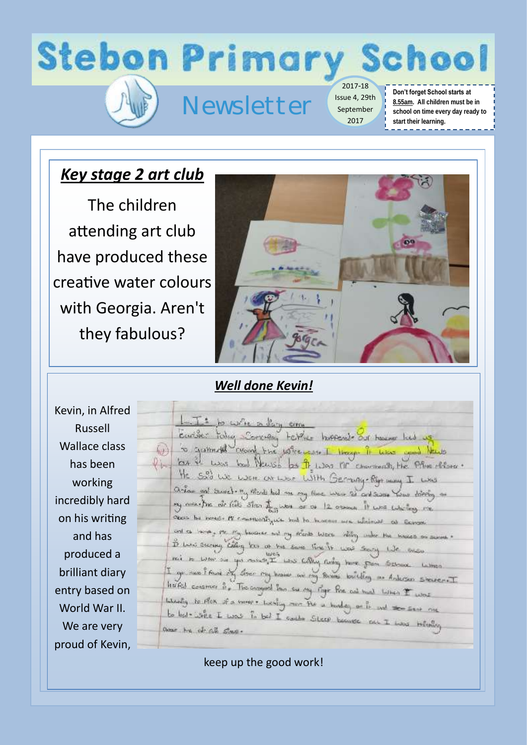# Stebon Primary School

## Newsletter

2017-18 Issue 4, 29th September 2017

**Don't forget School starts at 8.55am. All children must be in school on time every day ready to start their learning.**

### *Key stage 2 art club*

The children attending art club have produced these creative water colours with Georgia. Aren't they fabulous?

### *Well done Kevin!*

Kevin, in Alfred Russell Wallace class has been working incredibly hard on his writing and has produced a brilliant diary entry based on World War II. We are very proud of Kevin, keep up the good work!